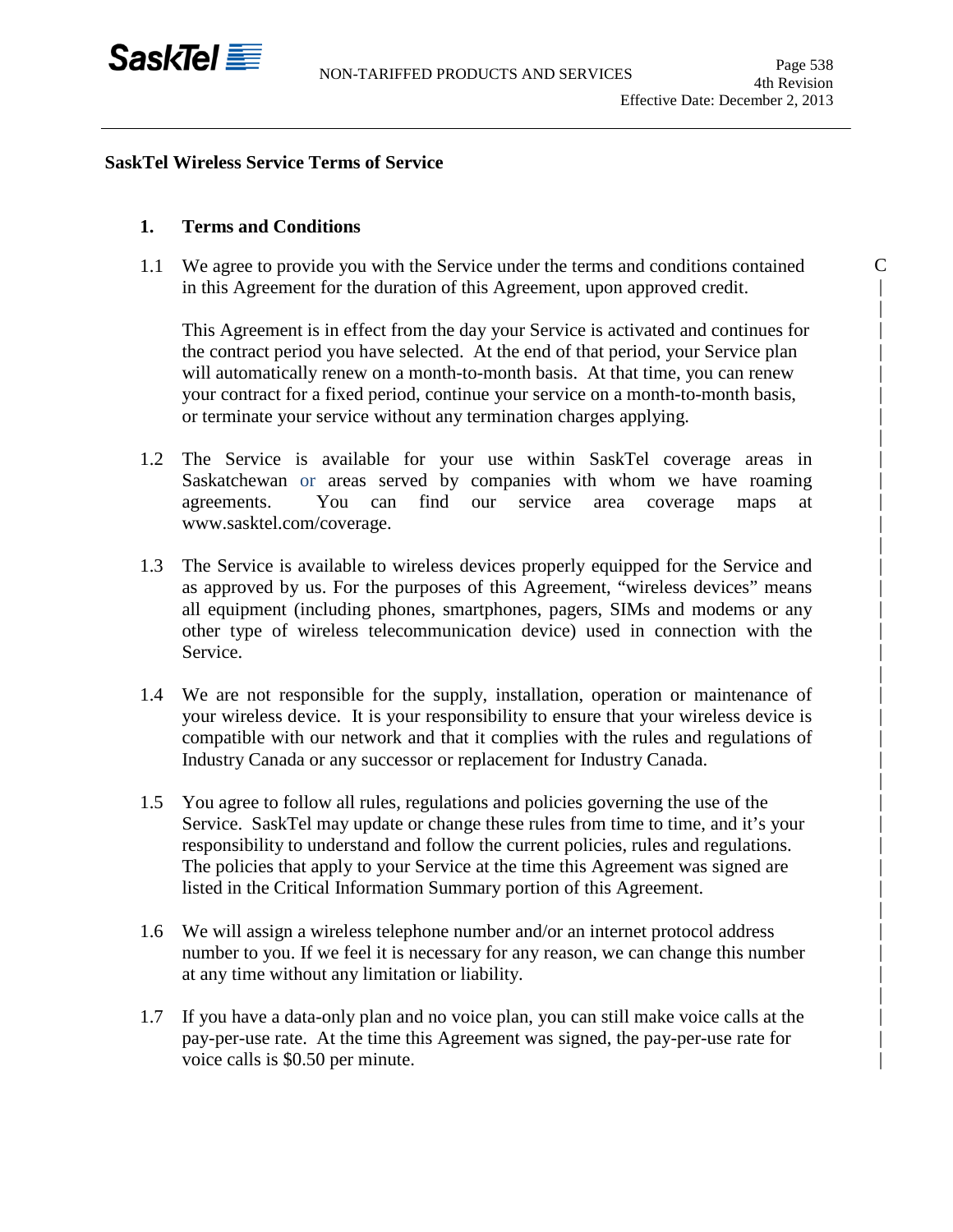# SaskTel Wireless Service Terms of Service

## 1. Terms and Conditions

1.1 We agree to provide you with the Service under the terms and conditions contained in this Agreement for the duration of this Agreement, upon approved credit.

This Agreement is in effect from the day your Service is activated and continues for the contract period you have selected. At the end of that period, your Service plan will automatically renew on a month-to-month basis. At that time, you can renew your contract for a fixed period, continue your service on a month-to-month basis, or terminate your service without any termination charges applying.

1.2 The Service is available for your use within SaskTel coverage areas in Saskatchewan or areas served by companies with whom we have roaming agreements. You can find our service area coverage maps at www.sasktel.com/coverage.

1.3 The Service is available to wireless devices properly equipped for the Service and as approved by us. For the purposes of this Agreement, "wireless devices" means all equipment (including phones, smartphones, pagers, SIMs and modems or any other type of wireless telecommunication device) used in connection with the Service.

1.4 We are not responsible for the supply, installation, operation or maintenance of your wireless device. It is your responsibility to ensure that your wireless device is compatible with our network and that it complies with the rules and regulations of Industry Canada or any successor or replacement for Industry Canada.

1.5 You agree to follow all rules, regulations and policies governing the use of the Service. SaskTel may update or change these rules from time to time, and it's your responsibility to understand and follow the current policies, rules and regulations. The policies that apply to your Service at the time this Agreement was signed are listed in the Critical Information Summary portion of this Agreement.

1.6 We will assign a wireless telephone number and/or an internet protocol address number to you. If we feel it is necessary for any reason, we can change this number at any time without any limitation or liability.

1.7 If you have a data-only plan and no voice plan, you can still make voice calls at the pay-per-use rate. At the time this Agreement was signed, the pay-per-use rate for voice calls is $0.50 per minute.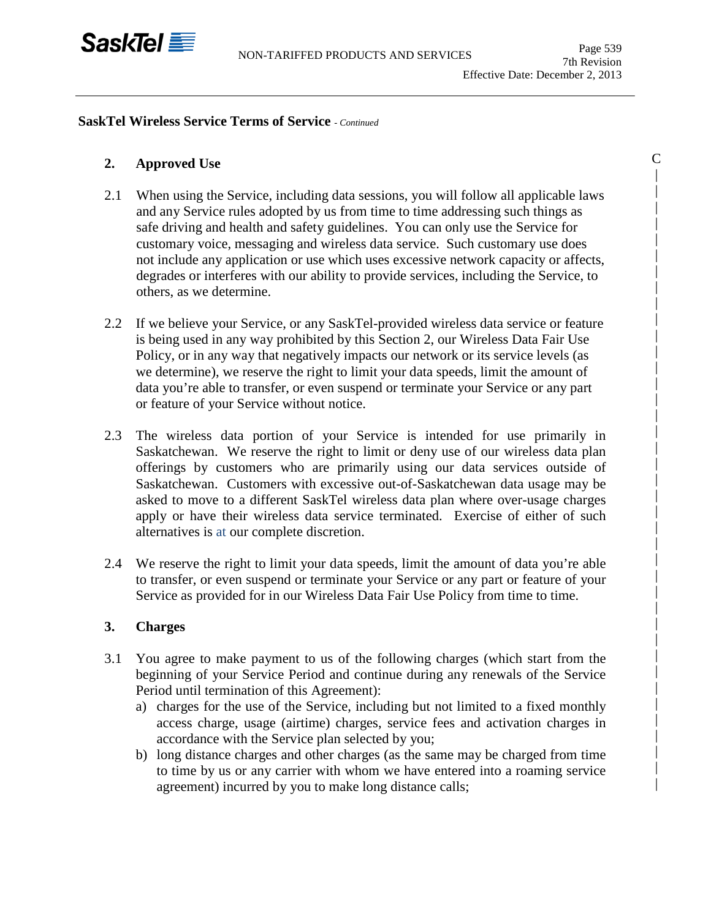**SaskTel Wireless Service Terms of Service** - *Continued*

## 2. Approved Use

2.1 When using the Service, including data sessions, you will follow all applicable laws and any Service rules adopted by us from time to time addressing such things as safe driving and health and safety guidelines. You can only use the Service for customary voice, messaging and wireless data service. Such customary use does not include any application or use which uses excessive network capacity or affects, degrades or interferes with our ability to provide services, including the Service, to others, as we determine.

2.2 If we believe your Service, or any SaskTel-provided wireless data service or feature is being used in any way prohibited by this Section 2, our Wireless Data Fair Use Policy, or in any way that negatively impacts our network or its service levels (as we determine), we reserve the right to limit your data speeds, limit the amount of data you're able to transfer, or even suspend or terminate your Service or any part or feature of your Service without notice.

2.3 The wireless data portion of your Service is intended for use primarily in Saskatchewan. We reserve the right to limit or deny use of our wireless data plan offerings by customers who are primarily using our data services outside of Saskatchewan. Customers with excessive out-of-Saskatchewan data usage may be asked to move to a different SaskTel wireless data plan where over-usage charges apply or have their wireless data service terminated. Exercise of either of such alternatives is at our complete discretion.

2.4 We reserve the right to limit your data speeds, limit the amount of data you're able to transfer, or even suspend or terminate your Service or any part or feature of your Service as provided for in our Wireless Data Fair Use Policy from time to time.

## 3. Charges

3.1 You agree to make payment to us of the following charges (which start from the beginning of your Service Period and continue during any renewals of the Service Period until termination of this Agreement):

a) charges for the use of the Service, including but not limited to a fixed monthly access charge, usage (airtime) charges, service fees and activation charges in accordance with the Service plan selected by you;

b) long distance charges and other charges (as the same may be charged from time to time by us or any carrier with whom we have entered into a roaming service agreement) incurred by you to make long distance calls;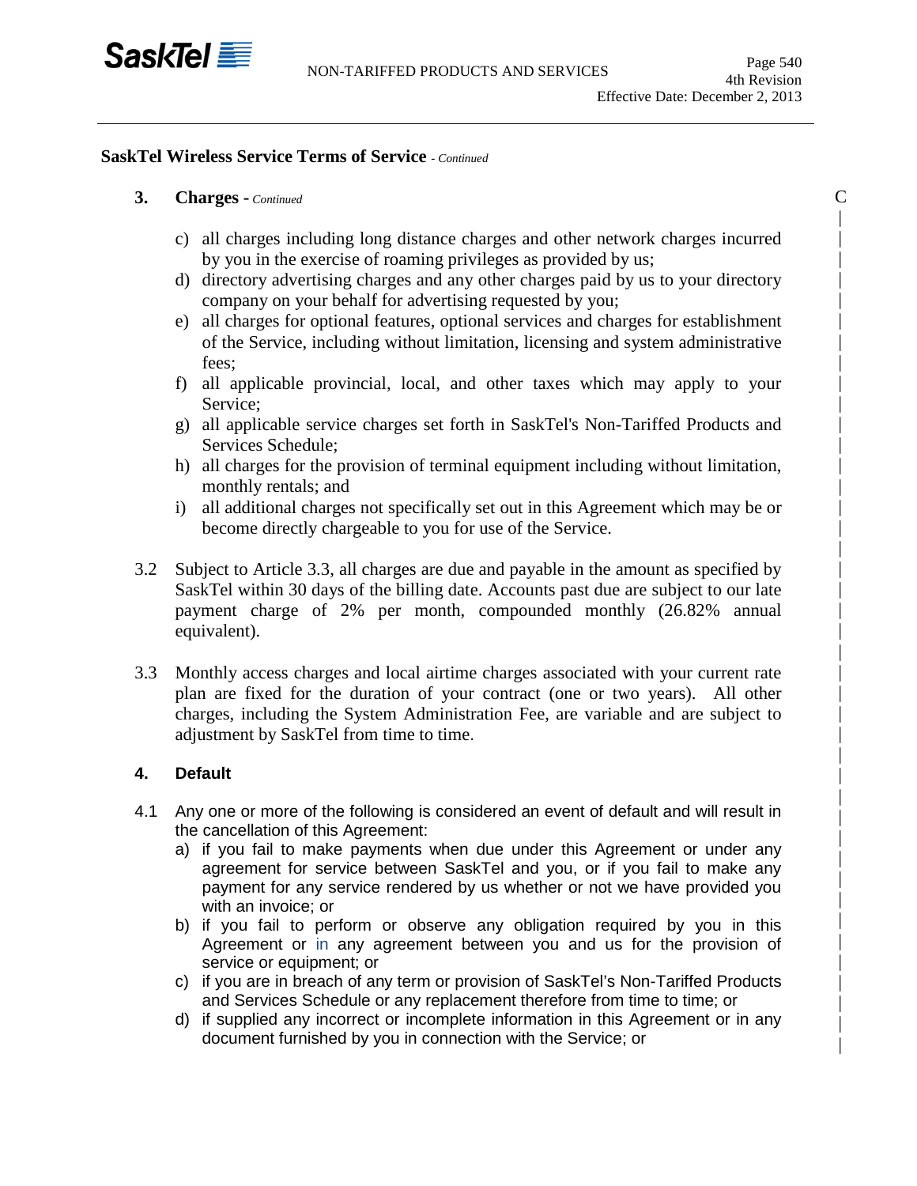## SaskTel Wireless Service Terms of Service - *Continued*

### 3. Charges - *Continued*

c) all charges including long distance charges and other network charges incurred by you in the exercise of roaming privileges as provided by us;

d) directory advertising charges and any other charges paid by us to your directory company on your behalf for advertising requested by you;

e) all charges for optional features, optional services and charges for establishment of the Service, including without limitation, licensing and system administrative fees;

f) all applicable provincial, local, and other taxes which may apply to your Service;

g) all applicable service charges set forth in SaskTel's Non-Tariffed Products and Services Schedule;

h) all charges for the provision of terminal equipment including without limitation, monthly rentals; and

i) all additional charges not specifically set out in this Agreement which may be or become directly chargeable to you for use of the Service.

3.2 Subject to Article 3.3, all charges are due and payable in the amount as specified by SaskTel within 30 days of the billing date. Accounts past due are subject to our late payment charge of 2% per month, compounded monthly (26.82% annual equivalent).

3.3 Monthly access charges and local airtime charges associated with your current rate plan are fixed for the duration of your contract (one or two years). All other charges, including the System Administration Fee, are variable and are subject to adjustment by SaskTel from time to time.

### 4. Default

4.1 Any one or more of the following is considered an event of default and will result in the cancellation of this Agreement:

a) if you fail to make payments when due under this Agreement or under any agreement for service between SaskTel and you, or if you fail to make any payment for any service rendered by us whether or not we have provided you with an invoice; or

b) if you fail to perform or observe any obligation required by you in this Agreement or in any agreement between you and us for the provision of service or equipment; or

c) if you are in breach of any term or provision of SaskTel's Non-Tariffed Products and Services Schedule or any replacement therefore from time to time; or

d) if supplied any incorrect or incomplete information in this Agreement or in any document furnished by you in connection with the Service; or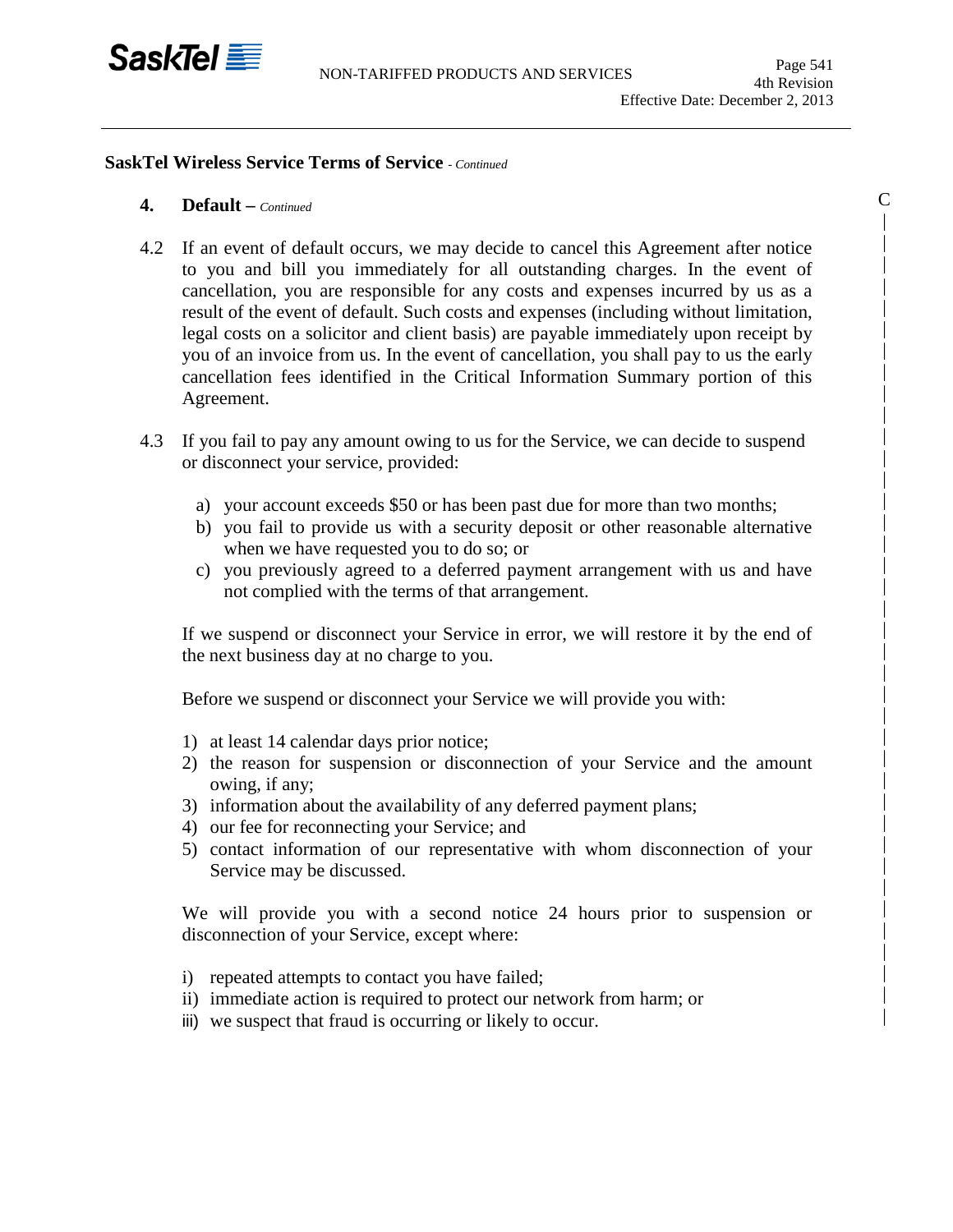## SaskTel Wireless Service Terms of Service - *Continued*

### 4. Default – *Continued*

4.2 If an event of default occurs, we may decide to cancel this Agreement after notice to you and bill you immediately for all outstanding charges. In the event of cancellation, you are responsible for any costs and expenses incurred by us as a result of the event of default. Such costs and expenses (including without limitation, legal costs on a solicitor and client basis) are payable immediately upon receipt by you of an invoice from us. In the event of cancellation, you shall pay to us the early cancellation fees identified in the Critical Information Summary portion of this Agreement.

4.3 If you fail to pay any amount owing to us for the Service, we can decide to suspend or disconnect your service, provided:

a) your account exceeds $50 or has been past due for more than two months;
b) you fail to provide us with a security deposit or other reasonable alternative when we have requested you to do so; or
c) you previously agreed to a deferred payment arrangement with us and have not complied with the terms of that arrangement.

If we suspend or disconnect your Service in error, we will restore it by the end of the next business day at no charge to you.

Before we suspend or disconnect your Service we will provide you with:

1) at least 14 calendar days prior notice;
2) the reason for suspension or disconnection of your Service and the amount owing, if any;
3) information about the availability of any deferred payment plans;
4) our fee for reconnecting your Service; and
5) contact information of our representative with whom disconnection of your Service may be discussed.

We will provide you with a second notice 24 hours prior to suspension or disconnection of your Service, except where:

i) repeated attempts to contact you have failed;
ii) immediate action is required to protect our network from harm; or
iii) we suspect that fraud is occurring or likely to occur.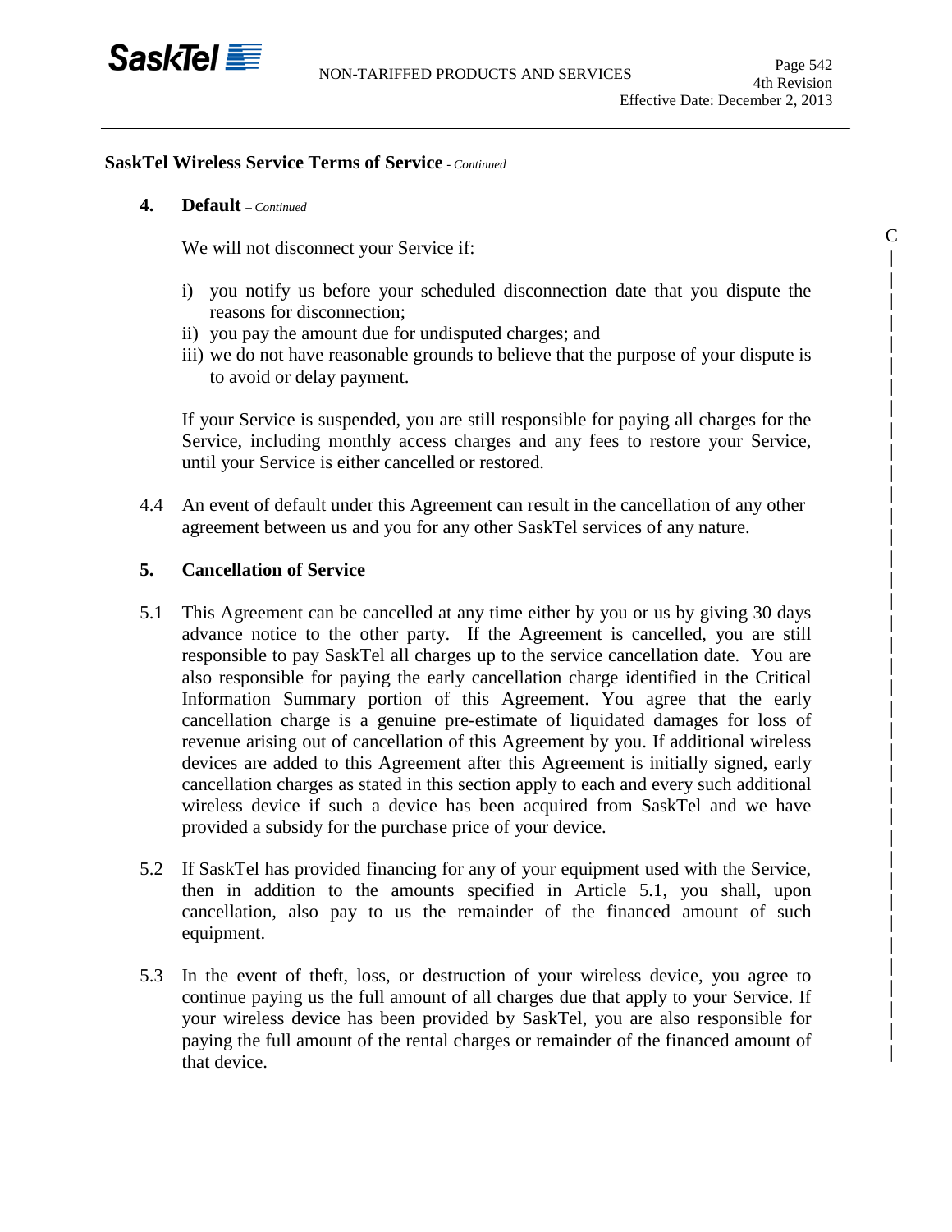**SaskTel Wireless Service Terms of Service** - *Continued*

**4. Default** – *Continued*

We will not disconnect your Service if:

i) you notify us before your scheduled disconnection date that you dispute the reasons for disconnection;
ii) you pay the amount due for undisputed charges; and
iii) we do not have reasonable grounds to believe that the purpose of your dispute is to avoid or delay payment.

If your Service is suspended, you are still responsible for paying all charges for the Service, including monthly access charges and any fees to restore your Service, until your Service is either cancelled or restored.

4.4 An event of default under this Agreement can result in the cancellation of any other agreement between us and you for any other SaskTel services of any nature.

**5. Cancellation of Service**

5.1 This Agreement can be cancelled at any time either by you or us by giving 30 days advance notice to the other party. If the Agreement is cancelled, you are still responsible to pay SaskTel all charges up to the service cancellation date. You are also responsible for paying the early cancellation charge identified in the Critical Information Summary portion of this Agreement. You agree that the early cancellation charge is a genuine pre-estimate of liquidated damages for loss of revenue arising out of cancellation of this Agreement by you. If additional wireless devices are added to this Agreement after this Agreement is initially signed, early cancellation charges as stated in this section apply to each and every such additional wireless device if such a device has been acquired from SaskTel and we have provided a subsidy for the purchase price of your device.

5.2 If SaskTel has provided financing for any of your equipment used with the Service, then in addition to the amounts specified in Article 5.1, you shall, upon cancellation, also pay to us the remainder of the financed amount of such equipment.

5.3 In the event of theft, loss, or destruction of your wireless device, you agree to continue paying us the full amount of all charges due that apply to your Service. If your wireless device has been provided by SaskTel, you are also responsible for paying the full amount of the rental charges or remainder of the financed amount of that device.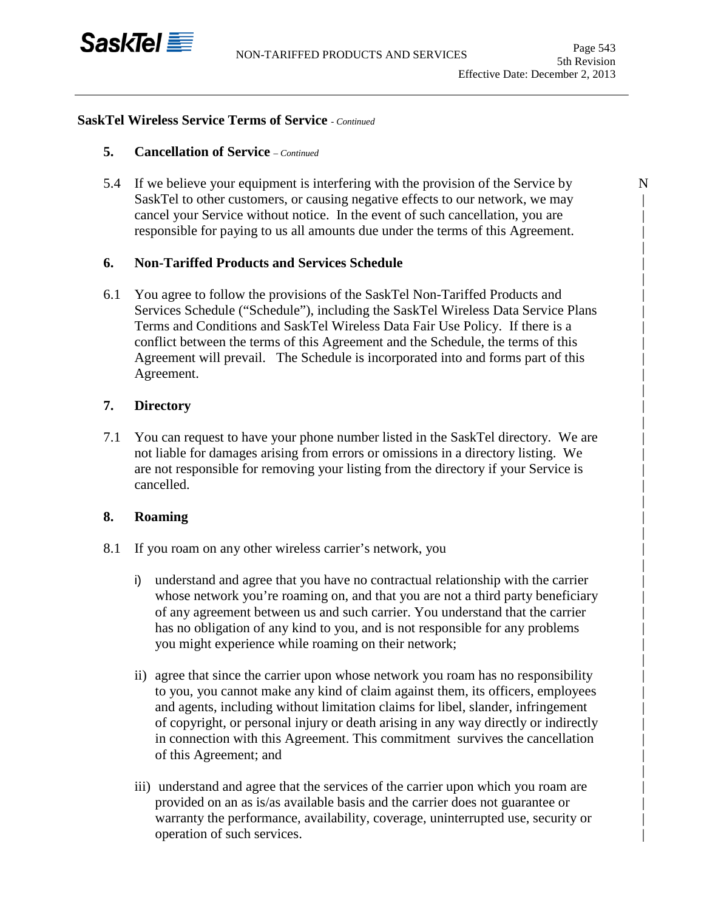## SaskTel Wireless Service Terms of Service - *Continued*

### 5. Cancellation of Service – *Continued*

5.4 If we believe your equipment is interfering with the provision of the Service by SaskTel to other customers, or causing negative effects to our network, we may cancel your Service without notice. In the event of such cancellation, you are responsible for paying to us all amounts due under the terms of this Agreement.

### 6. Non-Tariffed Products and Services Schedule

6.1 You agree to follow the provisions of the SaskTel Non-Tariffed Products and Services Schedule ("Schedule"), including the SaskTel Wireless Data Service Plans Terms and Conditions and SaskTel Wireless Data Fair Use Policy. If there is a conflict between the terms of this Agreement and the Schedule, the terms of this Agreement will prevail. The Schedule is incorporated into and forms part of this Agreement.

### 7. Directory

7.1 You can request to have your phone number listed in the SaskTel directory. We are not liable for damages arising from errors or omissions in a directory listing. We are not responsible for removing your listing from the directory if your Service is cancelled.

### 8. Roaming

8.1 If you roam on any other wireless carrier's network, you

i) understand and agree that you have no contractual relationship with the carrier whose network you're roaming on, and that you are not a third party beneficiary of any agreement between us and such carrier. You understand that the carrier has no obligation of any kind to you, and is not responsible for any problems you might experience while roaming on their network;

ii) agree that since the carrier upon whose network you roam has no responsibility to you, you cannot make any kind of claim against them, its officers, employees and agents, including without limitation claims for libel, slander, infringement of copyright, or personal injury or death arising in any way directly or indirectly in connection with this Agreement. This commitment survives the cancellation of this Agreement; and

iii) understand and agree that the services of the carrier upon which you roam are provided on an as is/as available basis and the carrier does not guarantee or warranty the performance, availability, coverage, uninterrupted use, security or operation of such services.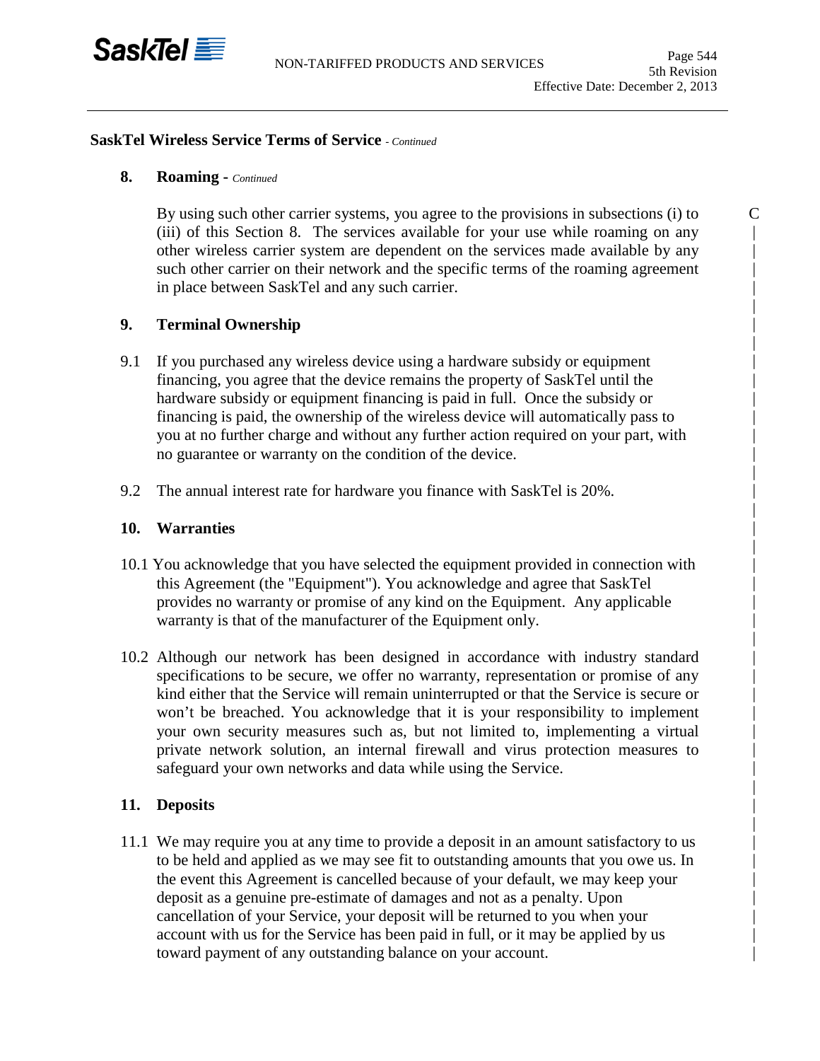## SaskTel Wireless Service Terms of Service - *Continued*

### 8. Roaming - *Continued*

By using such other carrier systems, you agree to the provisions in subsections (i) to (iii) of this Section 8. The services available for your use while roaming on any other wireless carrier system are dependent on the services made available by any such other carrier on their network and the specific terms of the roaming agreement in place between SaskTel and any such carrier.

### 9. Terminal Ownership

9.1 If you purchased any wireless device using a hardware subsidy or equipment financing, you agree that the device remains the property of SaskTel until the hardware subsidy or equipment financing is paid in full. Once the subsidy or financing is paid, the ownership of the wireless device will automatically pass to you at no further charge and without any further action required on your part, with no guarantee or warranty on the condition of the device.

9.2 The annual interest rate for hardware you finance with SaskTel is 20%.

### 10. Warranties

10.1 You acknowledge that you have selected the equipment provided in connection with this Agreement (the "Equipment"). You acknowledge and agree that SaskTel provides no warranty or promise of any kind on the Equipment. Any applicable warranty is that of the manufacturer of the Equipment only.

10.2 Although our network has been designed in accordance with industry standard specifications to be secure, we offer no warranty, representation or promise of any kind either that the Service will remain uninterrupted or that the Service is secure or won't be breached. You acknowledge that it is your responsibility to implement your own security measures such as, but not limited to, implementing a virtual private network solution, an internal firewall and virus protection measures to safeguard your own networks and data while using the Service.

### 11. Deposits

11.1 We may require you at any time to provide a deposit in an amount satisfactory to us to be held and applied as we may see fit to outstanding amounts that you owe us. In the event this Agreement is cancelled because of your default, we may keep your deposit as a genuine pre-estimate of damages and not as a penalty. Upon cancellation of your Service, your deposit will be returned to you when your account with us for the Service has been paid in full, or it may be applied by us toward payment of any outstanding balance on your account.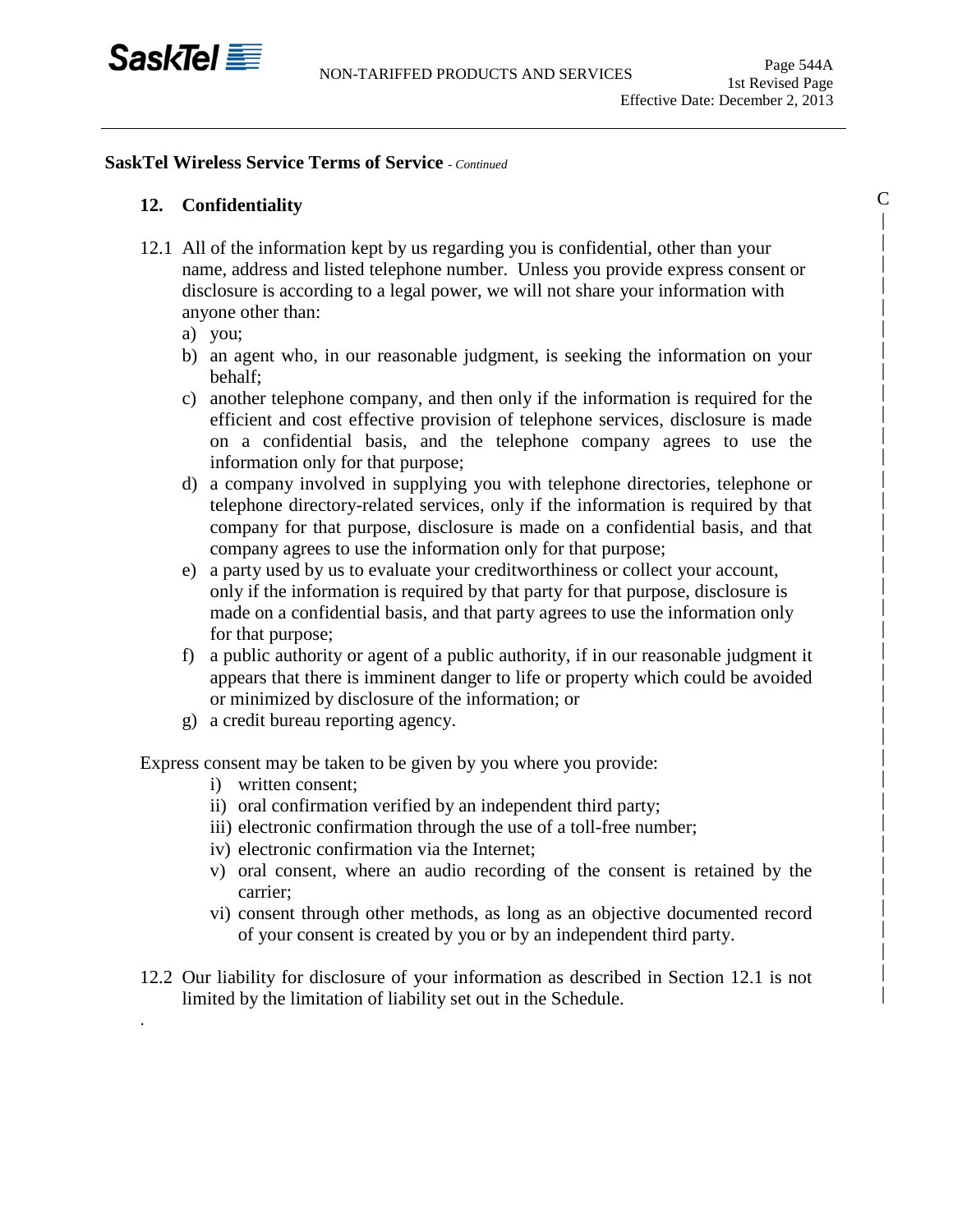**SaskTel Wireless Service Terms of Service** - *Continued*

## 12. Confidentiality

12.1 All of the information kept by us regarding you is confidential, other than your name, address and listed telephone number. Unless you provide express consent or disclosure is according to a legal power, we will not share your information with anyone other than:

a) you;
b) an agent who, in our reasonable judgment, is seeking the information on your behalf;
c) another telephone company, and then only if the information is required for the efficient and cost effective provision of telephone services, disclosure is made on a confidential basis, and the telephone company agrees to use the information only for that purpose;
d) a company involved in supplying you with telephone directories, telephone or telephone directory-related services, only if the information is required by that company for that purpose, disclosure is made on a confidential basis, and that company agrees to use the information only for that purpose;
e) a party used by us to evaluate your creditworthiness or collect your account, only if the information is required by that party for that purpose, disclosure is made on a confidential basis, and that party agrees to use the information only for that purpose;
f) a public authority or agent of a public authority, if in our reasonable judgment it appears that there is imminent danger to life or property which could be avoided or minimized by disclosure of the information; or
g) a credit bureau reporting agency.

Express consent may be taken to be given by you where you provide:

i) written consent;
ii) oral confirmation verified by an independent third party;
iii) electronic confirmation through the use of a toll-free number;
iv) electronic confirmation via the Internet;
v) oral consent, where an audio recording of the consent is retained by the carrier;
vi) consent through other methods, as long as an objective documented record of your consent is created by you or by an independent third party.

12.2 Our liability for disclosure of your information as described in Section 12.1 is not limited by the limitation of liability set out in the Schedule.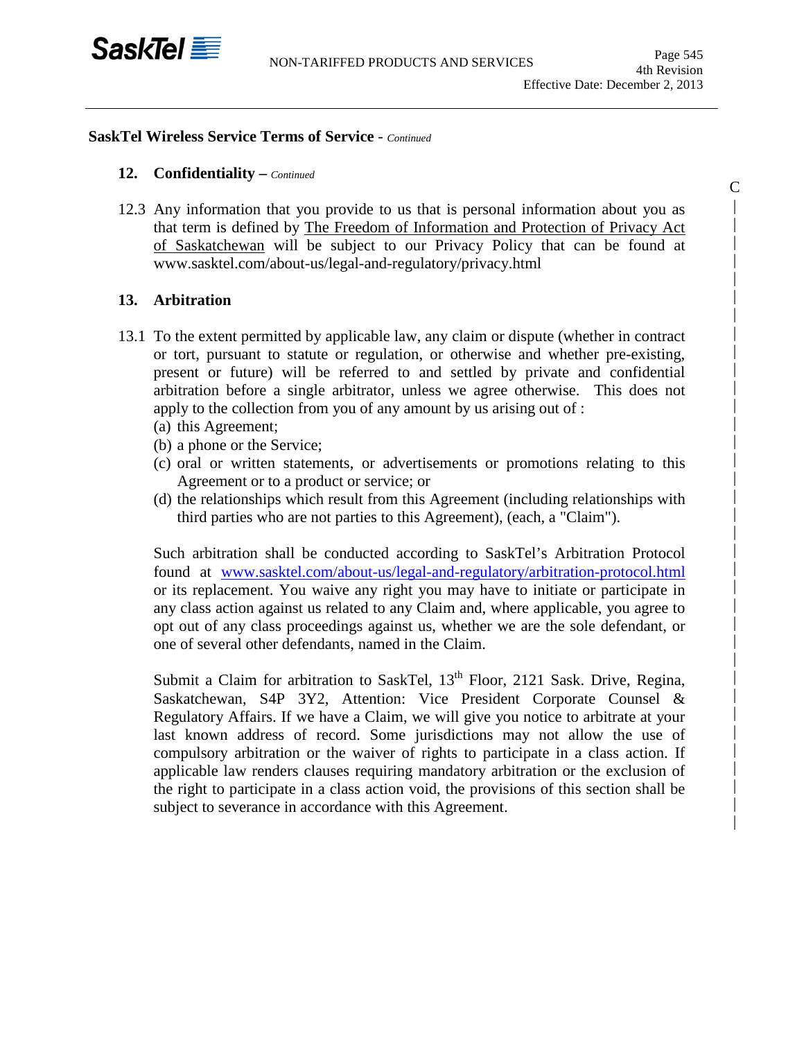## SaskTel Wireless Service Terms of Service - *Continued*

### 12. Confidentiality – *Continued*

12.3 Any information that you provide to us that is personal information about you as that term is defined by The Freedom of Information and Protection of Privacy Act of Saskatchewan will be subject to our Privacy Policy that can be found at www.sasktel.com/about-us/legal-and-regulatory/privacy.html

### 13. Arbitration

13.1 To the extent permitted by applicable law, any claim or dispute (whether in contract or tort, pursuant to statute or regulation, or otherwise and whether pre-existing, present or future) will be referred to and settled by private and confidential arbitration before a single arbitrator, unless we agree otherwise. This does not apply to the collection from you of any amount by us arising out of :

(a) this Agreement;
(b) a phone or the Service;
(c) oral or written statements, or advertisements or promotions relating to this Agreement or to a product or service; or
(d) the relationships which result from this Agreement (including relationships with third parties who are not parties to this Agreement), (each, a "Claim").

Such arbitration shall be conducted according to SaskTel's Arbitration Protocol found at www.sasktel.com/about-us/legal-and-regulatory/arbitration-protocol.html or its replacement. You waive any right you may have to initiate or participate in any class action against us related to any Claim and, where applicable, you agree to opt out of any class proceedings against us, whether we are the sole defendant, or one of several other defendants, named in the Claim.

Submit a Claim for arbitration to SaskTel, 13th Floor, 2121 Sask. Drive, Regina, Saskatchewan, S4P 3Y2, Attention: Vice President Corporate Counsel & Regulatory Affairs. If we have a Claim, we will give you notice to arbitrate at your last known address of record. Some jurisdictions may not allow the use of compulsory arbitration or the waiver of rights to participate in a class action. If applicable law renders clauses requiring mandatory arbitration or the exclusion of the right to participate in a class action void, the provisions of this section shall be subject to severance in accordance with this Agreement.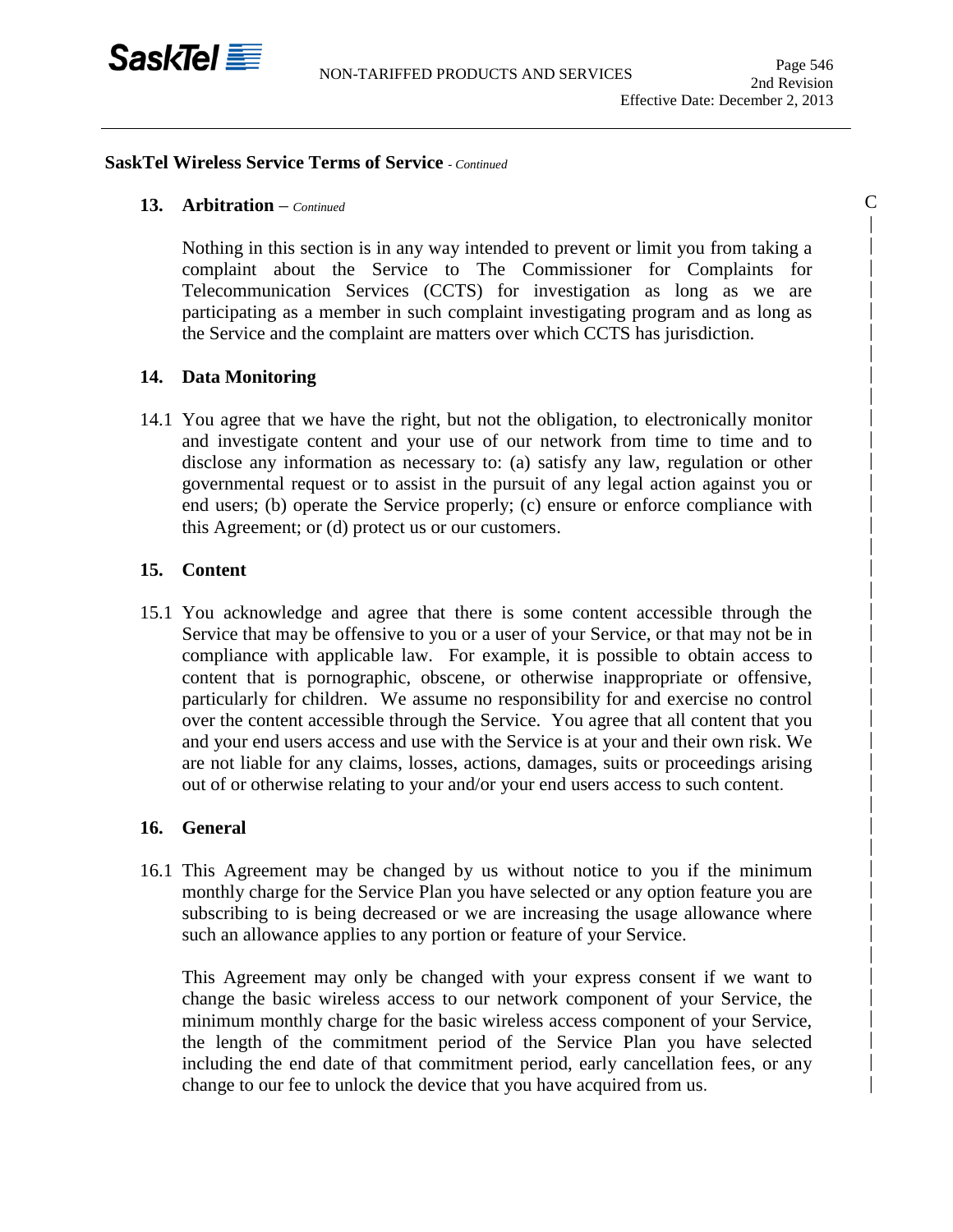## SaskTel Wireless Service Terms of Service - *Continued*

### 13. Arbitration – *Continued*

Nothing in this section is in any way intended to prevent or limit you from taking a complaint about the Service to The Commissioner for Complaints for Telecommunication Services (CCTS) for investigation as long as we are participating as a member in such complaint investigating program and as long as the Service and the complaint are matters over which CCTS has jurisdiction.

### 14. Data Monitoring

14.1 You agree that we have the right, but not the obligation, to electronically monitor and investigate content and your use of our network from time to time and to disclose any information as necessary to: (a) satisfy any law, regulation or other governmental request or to assist in the pursuit of any legal action against you or end users; (b) operate the Service properly; (c) ensure or enforce compliance with this Agreement; or (d) protect us or our customers.

### 15. Content

15.1 You acknowledge and agree that there is some content accessible through the Service that may be offensive to you or a user of your Service, or that may not be in compliance with applicable law. For example, it is possible to obtain access to content that is pornographic, obscene, or otherwise inappropriate or offensive, particularly for children. We assume no responsibility for and exercise no control over the content accessible through the Service. You agree that all content that you and your end users access and use with the Service is at your and their own risk. We are not liable for any claims, losses, actions, damages, suits or proceedings arising out of or otherwise relating to your and/or your end users access to such content.

### 16. General

16.1 This Agreement may be changed by us without notice to you if the minimum monthly charge for the Service Plan you have selected or any option feature you are subscribing to is being decreased or we are increasing the usage allowance where such an allowance applies to any portion or feature of your Service.

This Agreement may only be changed with your express consent if we want to change the basic wireless access to our network component of your Service, the minimum monthly charge for the basic wireless access component of your Service, the length of the commitment period of the Service Plan you have selected including the end date of that commitment period, early cancellation fees, or any change to our fee to unlock the device that you have acquired from us.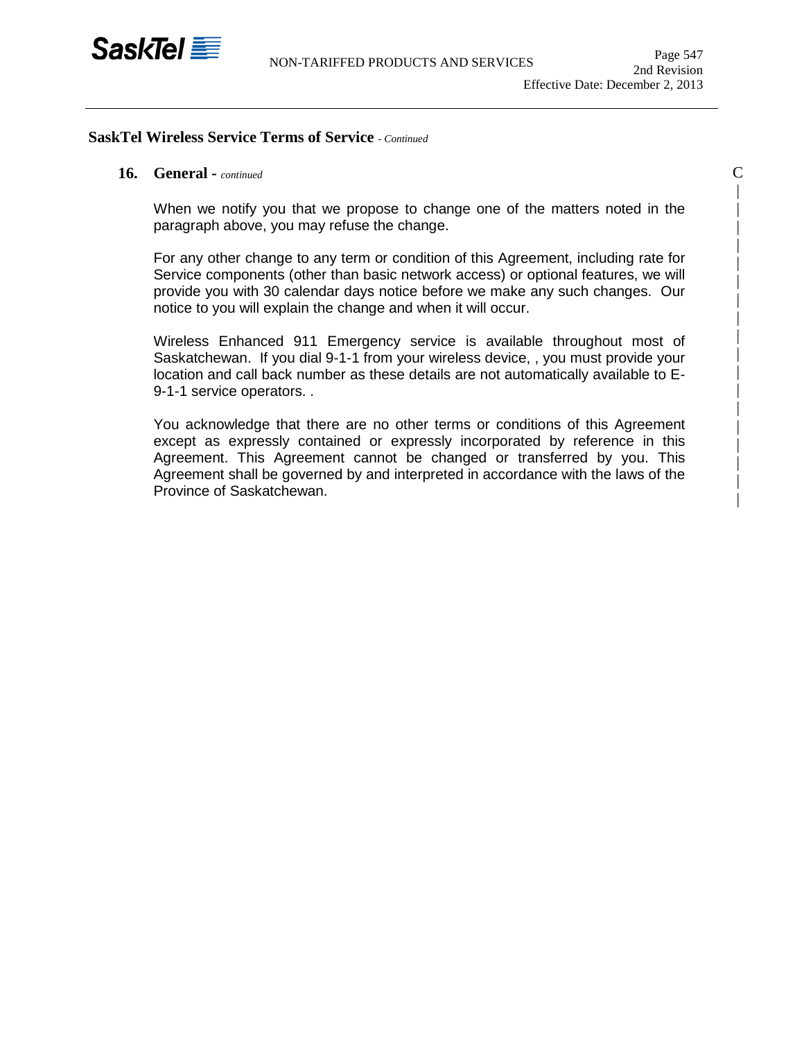## SaskTel Wireless Service Terms of Service - *Continued*

### 16. General - *continued*

When we notify you that we propose to change one of the matters noted in the paragraph above, you may refuse the change.

For any other change to any term or condition of this Agreement, including rate for Service components (other than basic network access) or optional features, we will provide you with 30 calendar days notice before we make any such changes. Our notice to you will explain the change and when it will occur.

Wireless Enhanced 911 Emergency service is available throughout most of Saskatchewan. If you dial 9-1-1 from your wireless device, , you must provide your location and call back number as these details are not automatically available to E-9-1-1 service operators. .

You acknowledge that there are no other terms or conditions of this Agreement except as expressly contained or expressly incorporated by reference in this Agreement. This Agreement cannot be changed or transferred by you. This Agreement shall be governed by and interpreted in accordance with the laws of the Province of Saskatchewan.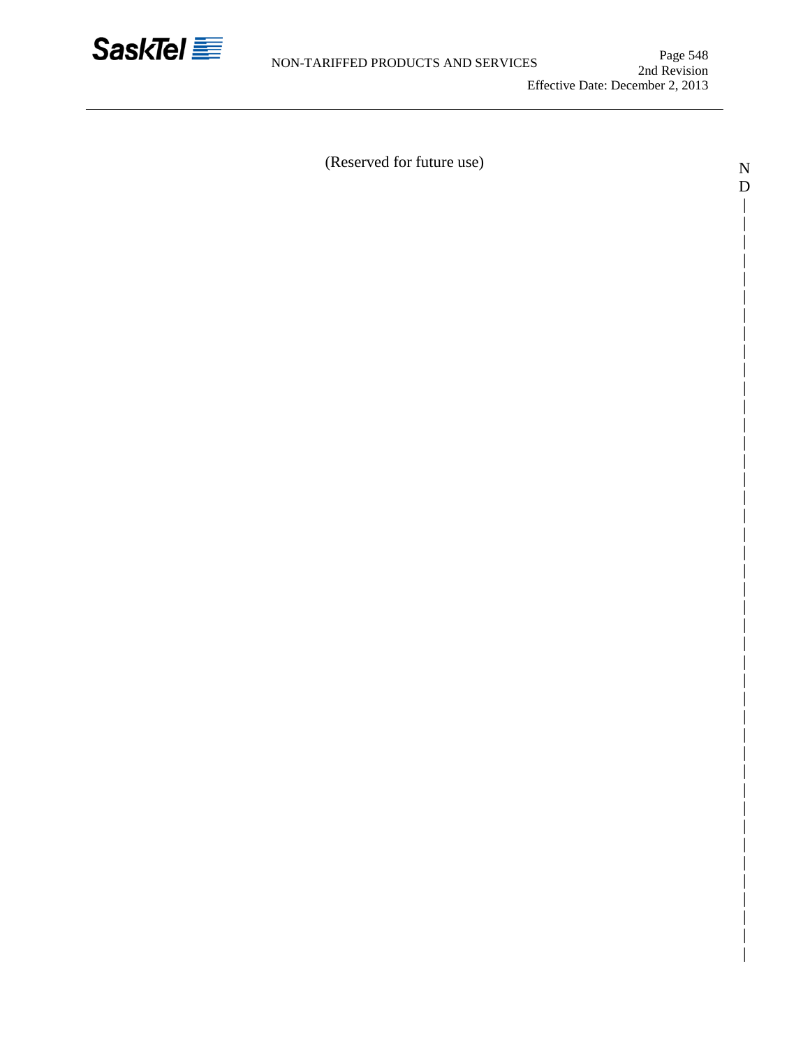(Reserved for future use)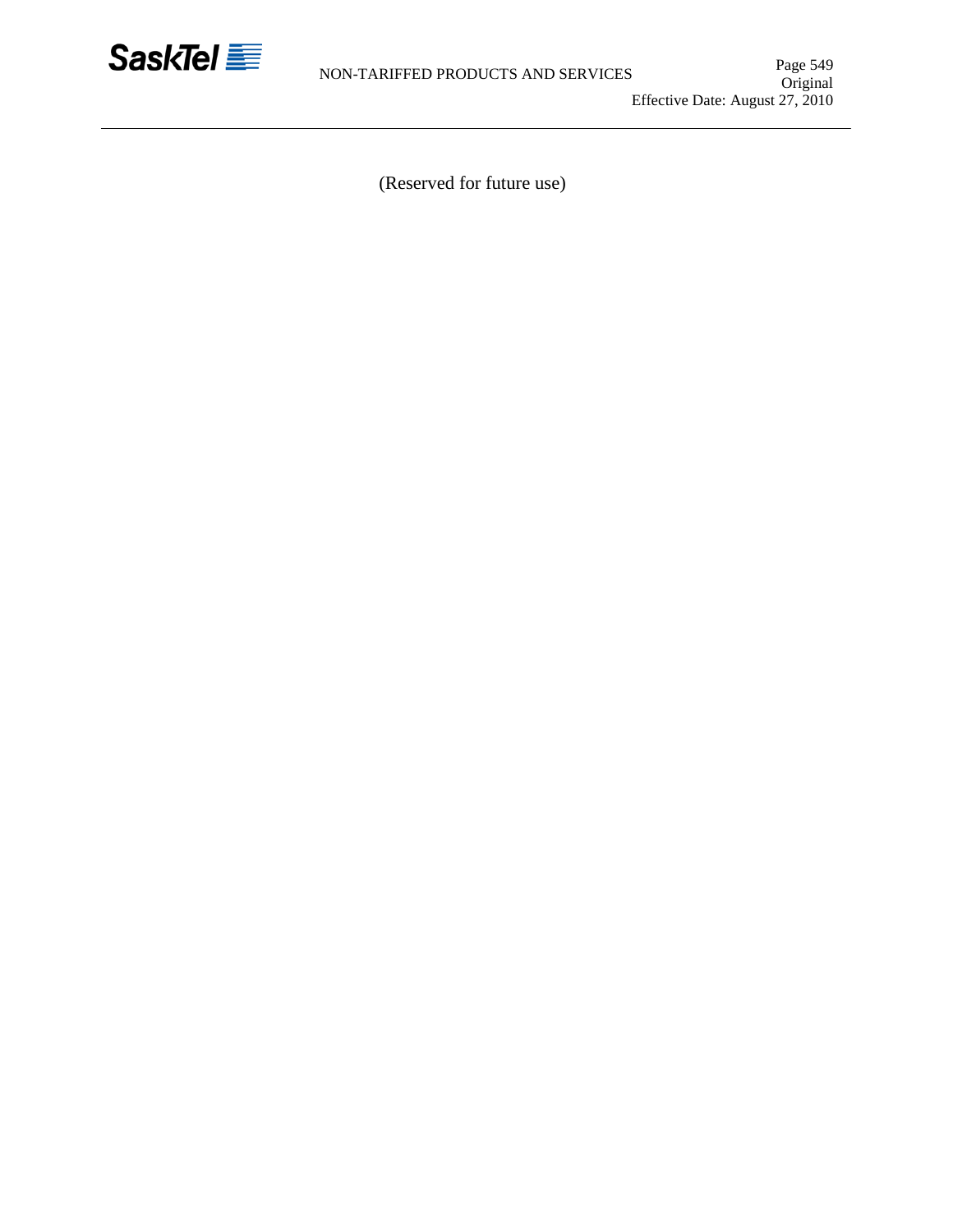(Reserved for future use)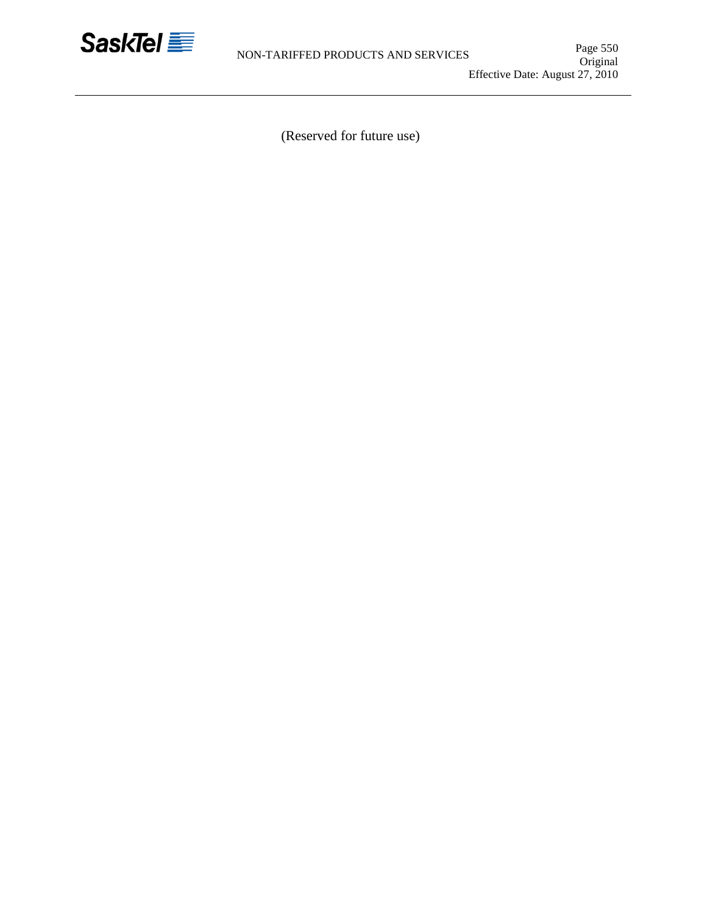(Reserved for future use)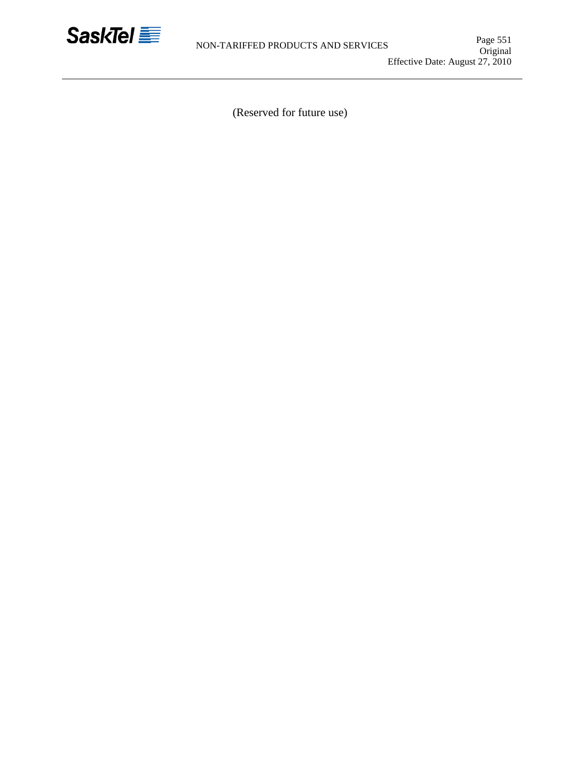(Reserved for future use)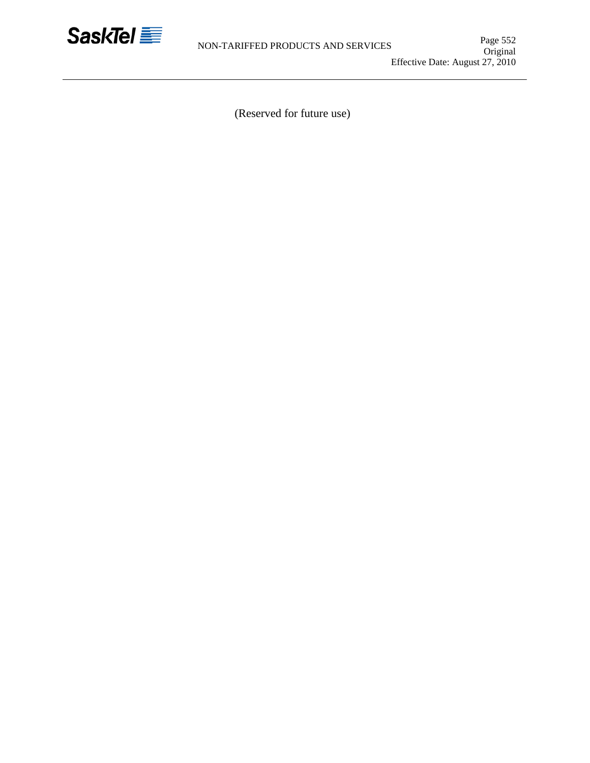(Reserved for future use)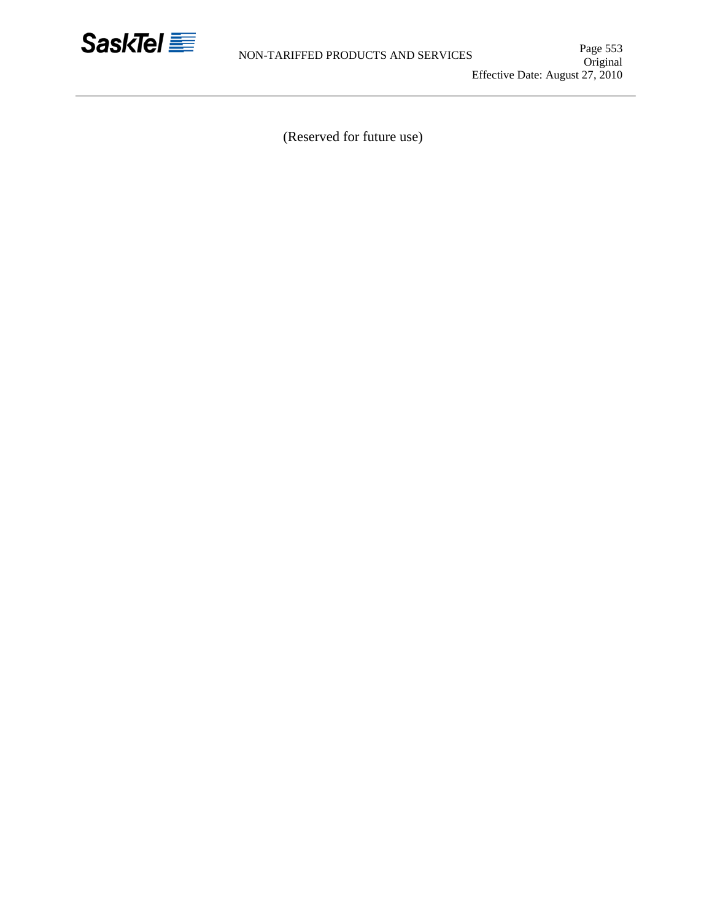(Reserved for future use)